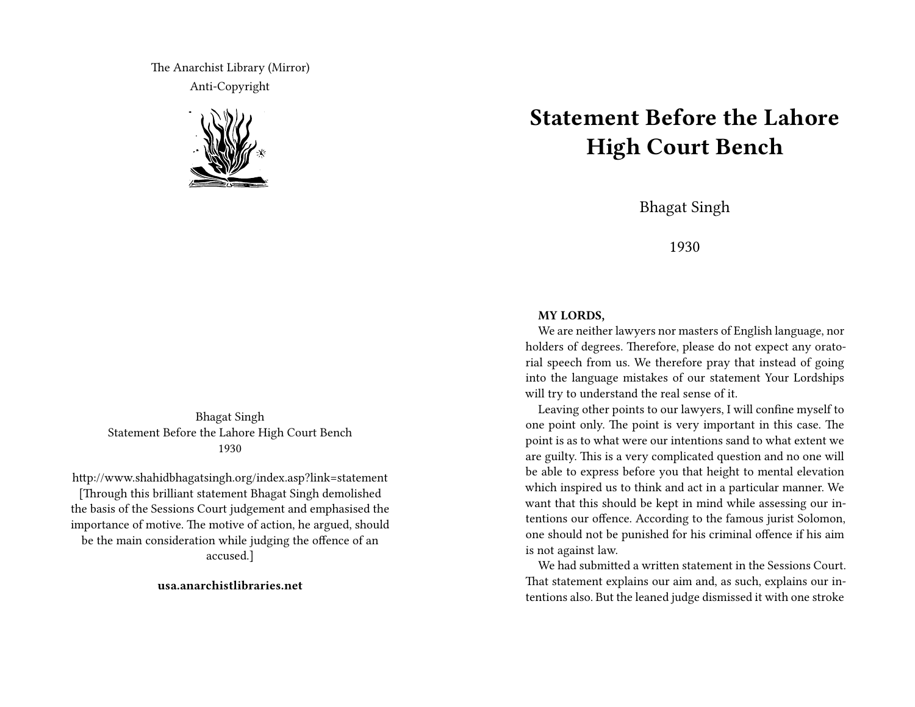The Anarchist Library (Mirror)
Anti-Copyright

Bhagat Singh
Statement Before the Lahore High Court Bench
1930

http://www.shahidbhagatsingh.org/index.asp?link=statement
[Through this brilliant statement Bhagat Singh demolished the basis of the Sessions Court judgement and emphasised the importance of motive. The motive of action, he argued, should be the main consideration while judging the offence of an accused.]

**usa.anarchistlibraries.net**

# Statement Before the Lahore High Court Bench

Bhagat Singh

1930

**MY LORDS,**

We are neither lawyers nor masters of English language, nor holders of degrees. Therefore, please do not expect any oratorial speech from us. We therefore pray that instead of going into the language mistakes of our statement Your Lordships will try to understand the real sense of it.

Leaving other points to our lawyers, I will confine myself to one point only. The point is very important in this case. The point is as to what were our intentions sand to what extent we are guilty. This is a very complicated question and no one will be able to express before you that height to mental elevation which inspired us to think and act in a particular manner. We want that this should be kept in mind while assessing our intentions our offence. According to the famous jurist Solomon, one should not be punished for his criminal offence if his aim is not against law.

We had submitted a written statement in the Sessions Court. That statement explains our aim and, as such, explains our intentions also. But the leaned judge dismissed it with one stroke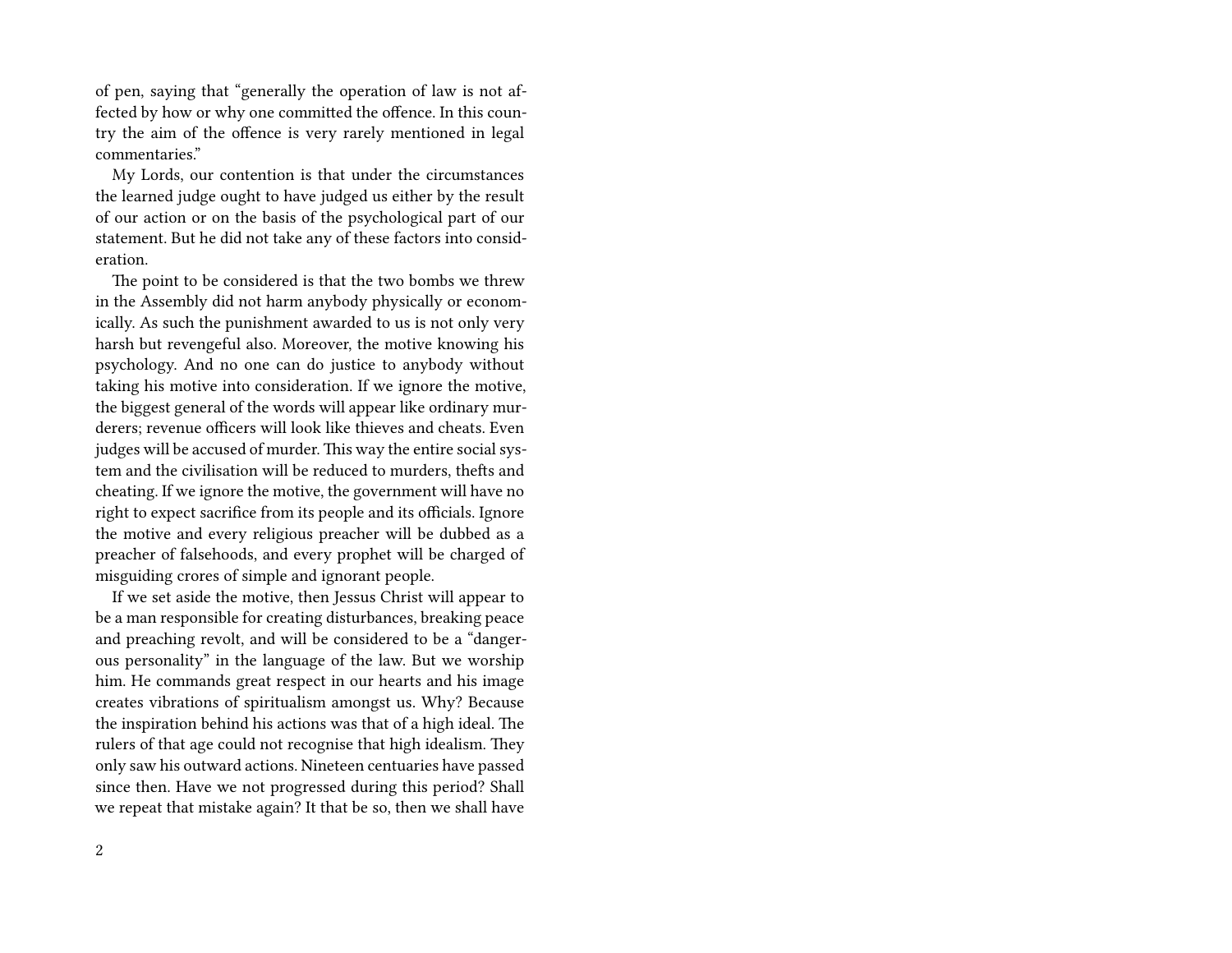of pen, saying that "generally the operation of law is not affected by how or why one committed the offence. In this country the aim of the offence is very rarely mentioned in legal commentaries."

My Lords, our contention is that under the circumstances the learned judge ought to have judged us either by the result of our action or on the basis of the psychological part of our statement. But he did not take any of these factors into consideration.

The point to be considered is that the two bombs we threw in the Assembly did not harm anybody physically or economically. As such the punishment awarded to us is not only very harsh but revengeful also. Moreover, the motive knowing his psychology. And no one can do justice to anybody without taking his motive into consideration. If we ignore the motive, the biggest general of the words will appear like ordinary murderers; revenue officers will look like thieves and cheats. Even judges will be accused of murder. This way the entire social system and the civilisation will be reduced to murders, thefts and cheating. If we ignore the motive, the government will have no right to expect sacrifice from its people and its officials. Ignore the motive and every religious preacher will be dubbed as a preacher of falsehoods, and every prophet will be charged of misguiding crores of simple and ignorant people.

If we set aside the motive, then Jessus Christ will appear to be a man responsible for creating disturbances, breaking peace and preaching revolt, and will be considered to be a "dangerous personality" in the language of the law. But we worship him. He commands great respect in our hearts and his image creates vibrations of spiritualism amongst us. Why? Because the inspiration behind his actions was that of a high ideal. The rulers of that age could not recognise that high idealism. They only saw his outward actions. Nineteen centuaries have passed since then. Have we not progressed during this period? Shall we repeat that mistake again? It that be so, then we shall have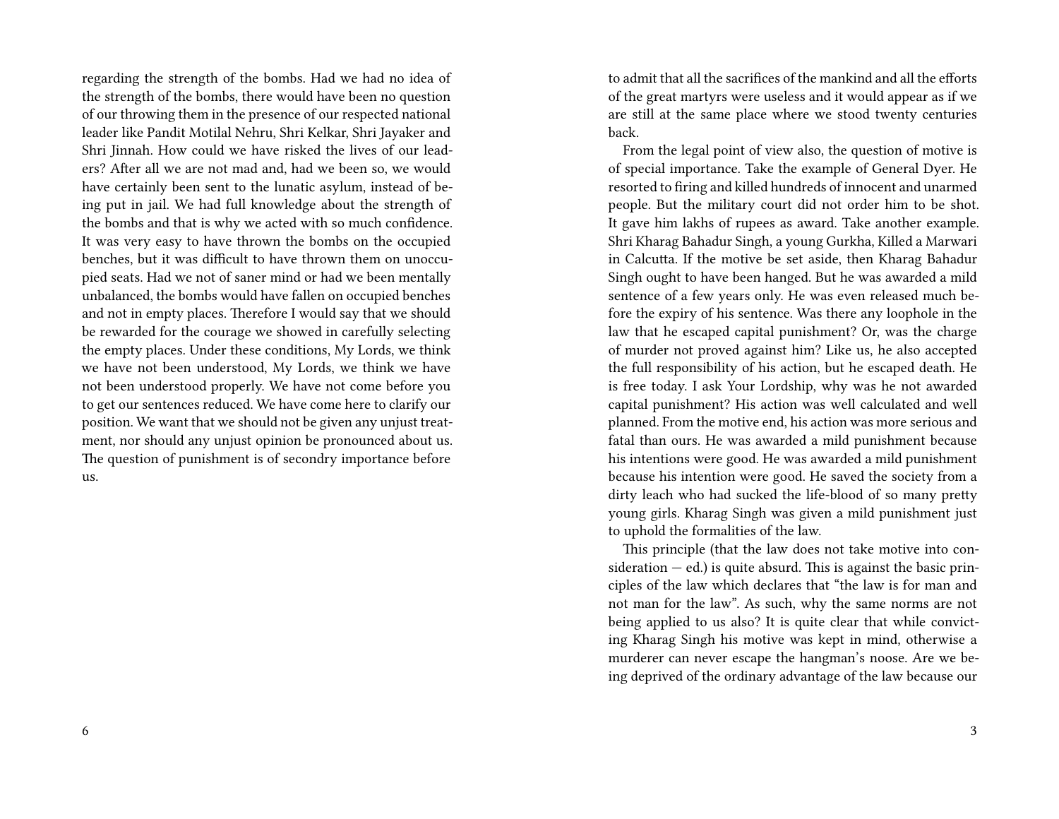regarding the strength of the bombs. Had we had no idea of the strength of the bombs, there would have been no question of our throwing them in the presence of our respected national leader like Pandit Motilal Nehru, Shri Kelkar, Shri Jayaker and Shri Jinnah. How could we have risked the lives of our leaders? After all we are not mad and, had we been so, we would have certainly been sent to the lunatic asylum, instead of being put in jail. We had full knowledge about the strength of the bombs and that is why we acted with so much confidence. It was very easy to have thrown the bombs on the occupied benches, but it was difficult to have thrown them on unoccupied seats. Had we not of saner mind or had we been mentally unbalanced, the bombs would have fallen on occupied benches and not in empty places. Therefore I would say that we should be rewarded for the courage we showed in carefully selecting the empty places. Under these conditions, My Lords, we think we have not been understood, My Lords, we think we have not been understood properly. We have not come before you to get our sentences reduced. We have come here to clarify our position. We want that we should not be given any unjust treatment, nor should any unjust opinion be pronounced about us. The question of punishment is of secondry importance before us.

to admit that all the sacrifices of the mankind and all the efforts of the great martyrs were useless and it would appear as if we are still at the same place where we stood twenty centuries back.

From the legal point of view also, the question of motive is of special importance. Take the example of General Dyer. He resorted to firing and killed hundreds of innocent and unarmed people. But the military court did not order him to be shot. It gave him lakhs of rupees as award. Take another example. Shri Kharag Bahadur Singh, a young Gurkha, Killed a Marwari in Calcutta. If the motive be set aside, then Kharag Bahadur Singh ought to have been hanged. But he was awarded a mild sentence of a few years only. He was even released much before the expiry of his sentence. Was there any loophole in the law that he escaped capital punishment? Or, was the charge of murder not proved against him? Like us, he also accepted the full responsibility of his action, but he escaped death. He is free today. I ask Your Lordship, why was he not awarded capital punishment? His action was well calculated and well planned. From the motive end, his action was more serious and fatal than ours. He was awarded a mild punishment because his intentions were good. He was awarded a mild punishment because his intention were good. He saved the society from a dirty leach who had sucked the life-blood of so many pretty young girls. Kharag Singh was given a mild punishment just to uphold the formalities of the law.

This principle (that the law does not take motive into consideration — ed.) is quite absurd. This is against the basic principles of the law which declares that "the law is for man and not man for the law". As such, why the same norms are not being applied to us also? It is quite clear that while convicting Kharag Singh his motive was kept in mind, otherwise a murderer can never escape the hangman's noose. Are we being deprived of the ordinary advantage of the law because our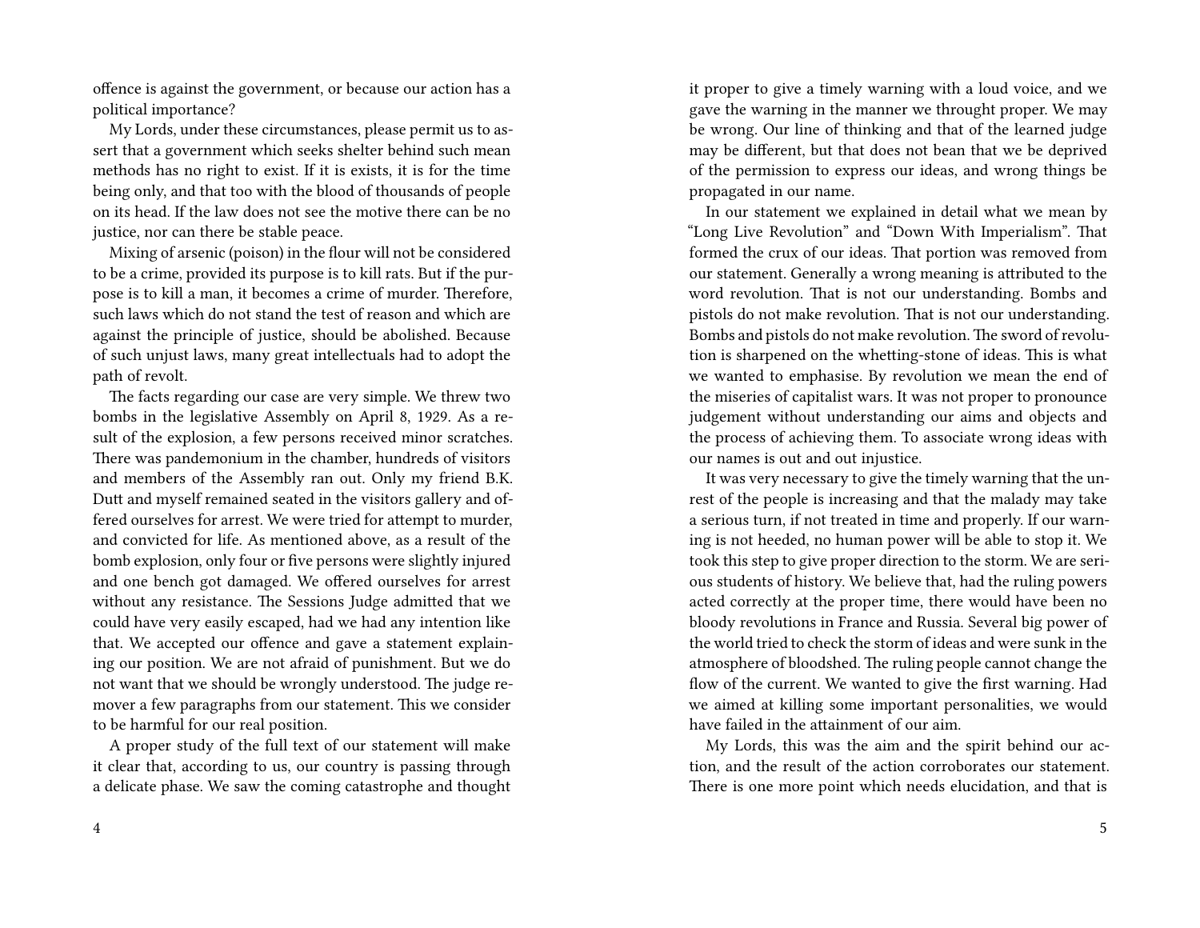offence is against the government, or because our action has a political importance?

My Lords, under these circumstances, please permit us to assert that a government which seeks shelter behind such mean methods has no right to exist. If it is exists, it is for the time being only, and that too with the blood of thousands of people on its head. If the law does not see the motive there can be no justice, nor can there be stable peace.

Mixing of arsenic (poison) in the flour will not be considered to be a crime, provided its purpose is to kill rats. But if the purpose is to kill a man, it becomes a crime of murder. Therefore, such laws which do not stand the test of reason and which are against the principle of justice, should be abolished. Because of such unjust laws, many great intellectuals had to adopt the path of revolt.

The facts regarding our case are very simple. We threw two bombs in the legislative Assembly on April 8, 1929. As a result of the explosion, a few persons received minor scratches. There was pandemonium in the chamber, hundreds of visitors and members of the Assembly ran out. Only my friend B.K. Dutt and myself remained seated in the visitors gallery and offered ourselves for arrest. We were tried for attempt to murder, and convicted for life. As mentioned above, as a result of the bomb explosion, only four or five persons were slightly injured and one bench got damaged. We offered ourselves for arrest without any resistance. The Sessions Judge admitted that we could have very easily escaped, had we had any intention like that. We accepted our offence and gave a statement explaining our position. We are not afraid of punishment. But we do not want that we should be wrongly understood. The judge remover a few paragraphs from our statement. This we consider to be harmful for our real position.

A proper study of the full text of our statement will make it clear that, according to us, our country is passing through a delicate phase. We saw the coming catastrophe and thought it proper to give a timely warning with a loud voice, and we gave the warning in the manner we throught proper. We may be wrong. Our line of thinking and that of the learned judge may be different, but that does not bean that we be deprived of the permission to express our ideas, and wrong things be propagated in our name.

In our statement we explained in detail what we mean by "Long Live Revolution" and "Down With Imperialism". That formed the crux of our ideas. That portion was removed from our statement. Generally a wrong meaning is attributed to the word revolution. That is not our understanding. Bombs and pistols do not make revolution. That is not our understanding. Bombs and pistols do not make revolution. The sword of revolution is sharpened on the whetting-stone of ideas. This is what we wanted to emphasise. By revolution we mean the end of the miseries of capitalist wars. It was not proper to pronounce judgement without understanding our aims and objects and the process of achieving them. To associate wrong ideas with our names is out and out injustice.

It was very necessary to give the timely warning that the unrest of the people is increasing and that the malady may take a serious turn, if not treated in time and properly. If our warning is not heeded, no human power will be able to stop it. We took this step to give proper direction to the storm. We are serious students of history. We believe that, had the ruling powers acted correctly at the proper time, there would have been no bloody revolutions in France and Russia. Several big power of the world tried to check the storm of ideas and were sunk in the atmosphere of bloodshed. The ruling people cannot change the flow of the current. We wanted to give the first warning. Had we aimed at killing some important personalities, we would have failed in the attainment of our aim.

My Lords, this was the aim and the spirit behind our action, and the result of the action corroborates our statement. There is one more point which needs elucidation, and that is